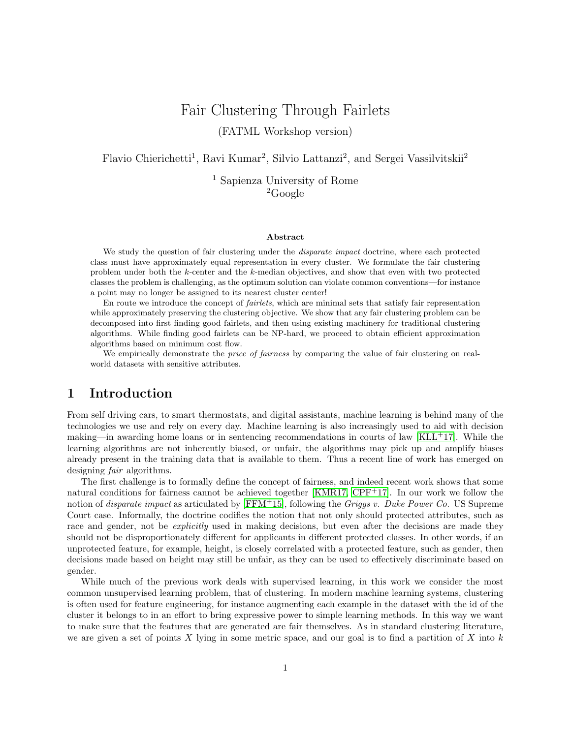# Fair Clustering Through Fairlets

(FATML Workshop version)

Flavio Chierichetti[1], Ravi Kumar[2], Silvio Lattanzi[2], and Sergei Vassilvitskii[2]

[1] Sapienza University of Rome
[2]Google

### Abstract

We study the question of fair clustering under the *disparate impact* doctrine, where each protected class must have approximately equal representation in every cluster. We formulate the fair clustering problem under both the $k$-center and the $k$-median objectives, and show that even with two protected classes the problem is challenging, as the optimum solution can violate common conventions—for instance a point may no longer be assigned to its nearest cluster center!

En route we introduce the concept of *fairlets*, which are minimal sets that satisfy fair representation while approximately preserving the clustering objective. We show that any fair clustering problem can be decomposed into first finding good fairlets, and then using existing machinery for traditional clustering algorithms. While finding good fairlets can be NP-hard, we proceed to obtain efficient approximation algorithms based on minimum cost flow.

We empirically demonstrate the *price of fairness* by comparing the value of fair clustering on real-world datasets with sensitive attributes.

## 1 Introduction

From self driving cars, to smart thermostats, and digital assistants, machine learning is behind many of the technologies we use and rely on every day. Machine learning is also increasingly used to aid with decision making—in awarding home loans or in sentencing recommendations in courts of law [KLL+17]. While the learning algorithms are not inherently biased, or unfair, the algorithms may pick up and amplify biases already present in the training data that is available to them. Thus a recent line of work has emerged on designing *fair* algorithms.

The first challenge is to formally define the concept of fairness, and indeed recent work shows that some natural conditions for fairness cannot be achieved together [KMR17, CPF+17]. In our work we follow the notion of *disparate impact* as articulated by [FFM+15], following the *Griggs v. Duke Power Co.* US Supreme Court case. Informally, the doctrine codifies the notion that not only should protected attributes, such as race and gender, not be *explicitly* used in making decisions, but even after the decisions are made they should not be disproportionately different for applicants in different protected classes. In other words, if an unprotected feature, for example, height, is closely correlated with a protected feature, such as gender, then decisions made based on height may still be unfair, as they can be used to effectively discriminate based on gender.

While much of the previous work deals with supervised learning, in this work we consider the most common unsupervised learning problem, that of clustering. In modern machine learning systems, clustering is often used for feature engineering, for instance augmenting each example in the dataset with the id of the cluster it belongs to in an effort to bring expressive power to simple learning methods. In this way we want to make sure that the features that are generated are fair themselves. As in standard clustering literature, we are given a set of points $X$ lying in some metric space, and our goal is to find a partition of $X$ into $k$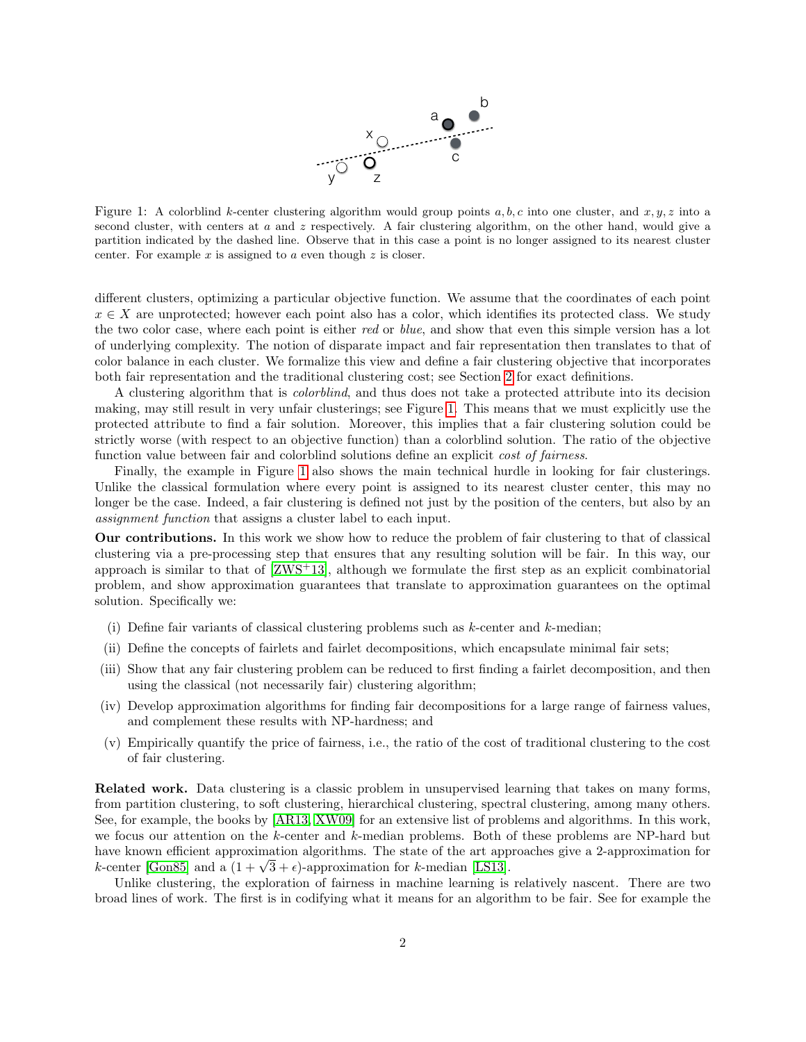Figure 1: A colorblind $k$-center clustering algorithm would group points $a, b, c$ into one cluster, and $x, y, z$ into a second cluster, with centers at $a$ and $z$ respectively. A fair clustering algorithm, on the other hand, would give a partition indicated by the dashed line. Observe that in this case a point is no longer assigned to its nearest cluster center. For example $x$ is assigned to $a$ even though $z$ is closer.

different clusters, optimizing a particular objective function. We assume that the coordinates of each point $x \in X$ are unprotected; however each point also has a color, which identifies its protected class. We study the two color case, where each point is either *red* or *blue*, and show that even this simple version has a lot of underlying complexity. The notion of disparate impact and fair representation then translates to that of color balance in each cluster. We formalize this view and define a fair clustering objective that incorporates both fair representation and the traditional clustering cost; see Section 2 for exact definitions.

A clustering algorithm that is *colorblind*, and thus does not take a protected attribute into its decision making, may still result in very unfair clusterings; see Figure 1. This means that we must explicitly use the protected attribute to find a fair solution. Moreover, this implies that a fair clustering solution could be strictly worse (with respect to an objective function) than a colorblind solution. The ratio of the objective function value between fair and colorblind solutions define an explicit *cost of fairness*.

Finally, the example in Figure 1 also shows the main technical hurdle in looking for fair clusterings. Unlike the classical formulation where every point is assigned to its nearest cluster center, this may no longer be the case. Indeed, a fair clustering is defined not just by the position of the centers, but also by an *assignment function* that assigns a cluster label to each input.

**Our contributions.** In this work we show how to reduce the problem of fair clustering to that of classical clustering via a pre-processing step that ensures that any resulting solution will be fair. In this way, our approach is similar to that of [ZWS+13], although we formulate the first step as an explicit combinatorial problem, and show approximation guarantees that translate to approximation guarantees on the optimal solution. Specifically we:

(i) Define fair variants of classical clustering problems such as $k$-center and $k$-median;

(ii) Define the concepts of fairlets and fairlet decompositions, which encapsulate minimal fair sets;

(iii) Show that any fair clustering problem can be reduced to first finding a fairlet decomposition, and then using the classical (not necessarily fair) clustering algorithm;

(iv) Develop approximation algorithms for finding fair decompositions for a large range of fairness values, and complement these results with NP-hardness; and

(v) Empirically quantify the price of fairness, i.e., the ratio of the cost of traditional clustering to the cost of fair clustering.

**Related work.** Data clustering is a classic problem in unsupervised learning that takes on many forms, from partition clustering, to soft clustering, hierarchical clustering, spectral clustering, among many others. See, for example, the books by [AR13, XW09] for an extensive list of problems and algorithms. In this work, we focus our attention on the $k$-center and $k$-median problems. Both of these problems are NP-hard but have known efficient approximation algorithms. The state of the art approaches give a 2-approximation for $k$-center [Gon85] and a $(1 + \sqrt{3} + \epsilon)$-approximation for $k$-median [LS13].

Unlike clustering, the exploration of fairness in machine learning is relatively nascent. There are two broad lines of work. The first is in codifying what it means for an algorithm to be fair. See for example the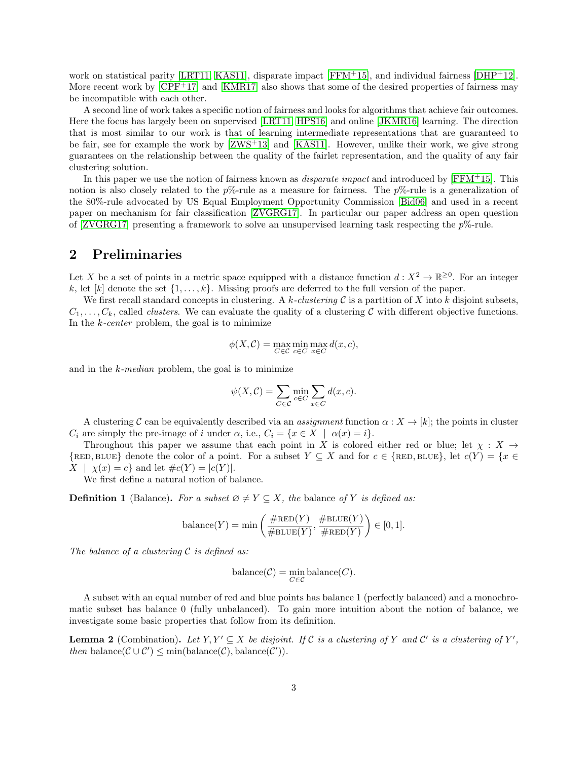work on statistical parity [LRT11, KAS11], disparate impact [FFM+15], and individual fairness [DHP+12]. More recent work by [CPF+17] and [KMR17] also shows that some of the desired properties of fairness may be incompatible with each other.

A second line of work takes a specific notion of fairness and looks for algorithms that achieve fair outcomes. Here the focus has largely been on supervised [LRT11, HPS16] and online [JKMR16] learning. The direction that is most similar to our work is that of learning intermediate representations that are guaranteed to be fair, see for example the work by [ZWS+13] and [KAS11]. However, unlike their work, we give strong guarantees on the relationship between the quality of the fairlet representation, and the quality of any fair clustering solution.

In this paper we use the notion of fairness known as *disparate impact* and introduced by [FFM+15]. This notion is also closely related to the $p$%-rule as a measure for fairness. The $p$%-rule is a generalization of the 80%-rule advocated by US Equal Employment Opportunity Commission [Bid06] and used in a recent paper on mechanism for fair classification [ZVGRG17]. In particular our paper address an open question of [ZVGRG17] presenting a framework to solve an unsupervised learning task respecting the $p$%-rule.

## 2 Preliminaries

Let $X$ be a set of points in a metric space equipped with a distance function $d : X^2 \to \mathbb{R}^{\geq 0}$. For an integer $k$, let $[k]$ denote the set $\{1, \ldots, k\}$. Missing proofs are deferred to the full version of the paper.

We first recall standard concepts in clustering. A *$k$-clustering* $\mathcal{C}$ is a partition of $X$ into $k$ disjoint subsets, $C_1, \ldots, C_k$, called *clusters*. We can evaluate the quality of a clustering $\mathcal{C}$ with different objective functions. In the *$k$-center* problem, the goal is to minimize

$$\phi(X, \mathcal{C}) = \max_{C \in \mathcal{C}} \min_{c \in C} \max_{x \in C} d(x, c),$$

and in the *$k$-median* problem, the goal is to minimize

$$\psi(X, \mathcal{C}) = \sum_{C \in \mathcal{C}} \min_{c \in C} \sum_{x \in C} d(x, c).$$

A clustering $\mathcal{C}$ can be equivalently described via an *assignment* function $\alpha : X \to [k]$; the points in cluster $C_i$ are simply the pre-image of $i$ under $\alpha$, i.e., $C_i = \{x \in X \mid \alpha(x) = i\}$.

Throughout this paper we assume that each point in $X$ is colored either red or blue; let $\chi : X \to \{\text{RED}, \text{BLUE}\}$ denote the color of a point. For a subset $Y \subseteq X$ and for $c \in \{\text{RED}, \text{BLUE}\}$, let $c(Y) = \{x \in X \mid \chi(x) = c\}$ and let $\#c(Y) = |c(Y)|$.

We first define a natural notion of balance.

**Definition 1** (Balance)**.** *For a subset $\varnothing \neq Y \subseteq X$, the* balance *of $Y$ is defined as:*

$$\text{balance}(Y) = \min\left(\frac{\#\text{RED}(Y)}{\#\text{BLUE}(Y)}, \frac{\#\text{BLUE}(Y)}{\#\text{RED}(Y)}\right) \in [0, 1].$$

*The balance of a clustering $\mathcal{C}$ is defined as:*

$$\text{balance}(\mathcal{C}) = \min_{C \in \mathcal{C}} \text{balance}(C).$$

A subset with an equal number of red and blue points has balance 1 (perfectly balanced) and a monochromatic subset has balance 0 (fully unbalanced). To gain more intuition about the notion of balance, we investigate some basic properties that follow from its definition.

**Lemma 2** (Combination)**.** *Let $Y, Y' \subseteq X$ be disjoint. If $\mathcal{C}$ is a clustering of $Y$ and $\mathcal{C}'$ is a clustering of $Y'$, then* $\text{balance}(\mathcal{C} \cup \mathcal{C}') \leq \min(\text{balance}(\mathcal{C}), \text{balance}(\mathcal{C}'))$.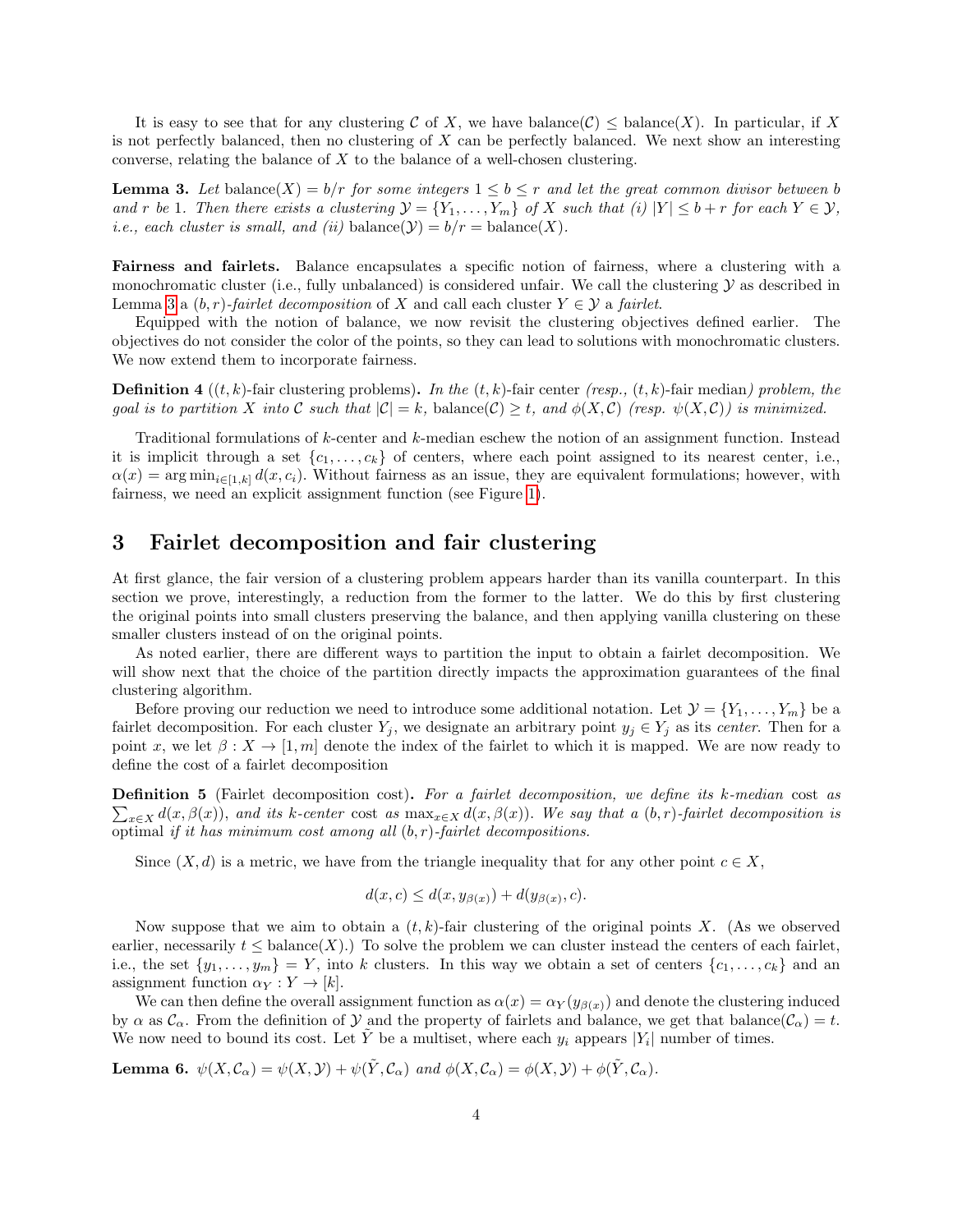It is easy to see that for any clustering $\mathcal{C}$ of $X$, we have $\text{balance}(\mathcal{C}) \leq \text{balance}(X)$. In particular, if $X$ is not perfectly balanced, then no clustering of $X$ can be perfectly balanced. We next show an interesting converse, relating the balance of $X$ to the balance of a well-chosen clustering.

**Lemma 3.** *Let* $\text{balance}(X) = b/r$ *for some integers* $1 \leq b \leq r$ *and let the great common divisor between* $b$ *and* $r$ *be* 1*. Then there exists a clustering* $\mathcal{Y} = \{Y_1, \ldots, Y_m\}$ *of* $X$ *such that (i)* $|Y| \leq b + r$ *for each* $Y \in \mathcal{Y}$*, i.e., each cluster is small, and (ii)* $\text{balance}(\mathcal{Y}) = b/r = \text{balance}(X)$*.*

**Fairness and fairlets.** Balance encapsulates a specific notion of fairness, where a clustering with a monochromatic cluster (i.e., fully unbalanced) is considered unfair. We call the clustering $\mathcal{Y}$ as described in Lemma 3 a $(b, r)$-*fairlet decomposition* of $X$ and call each cluster $Y \in \mathcal{Y}$ a *fairlet*.

Equipped with the notion of balance, we now revisit the clustering objectives defined earlier. The objectives do not consider the color of the points, so they can lead to solutions with monochromatic clusters. We now extend them to incorporate fairness.

**Definition 4** ($(t,k)$-fair clustering problems)**.** *In the* $(t,k)$-fair center *(resp.,* $(t,k)$-fair median*) problem, the goal is to partition* $X$ *into* $\mathcal{C}$ *such that* $|\mathcal{C}| = k$*,* $\text{balance}(\mathcal{C}) \geq t$*, and* $\phi(X, \mathcal{C})$ *(resp.* $\psi(X, \mathcal{C})$*) is minimized.*

Traditional formulations of $k$-center and $k$-median eschew the notion of an assignment function. Instead it is implicit through a set $\{c_1, \ldots, c_k\}$ of centers, where each point assigned to its nearest center, i.e., $\alpha(x) = \arg\min_{i \in [1,k]} d(x, c_i)$. Without fairness as an issue, they are equivalent formulations; however, with fairness, we need an explicit assignment function (see Figure 1).

## 3 Fairlet decomposition and fair clustering

At first glance, the fair version of a clustering problem appears harder than its vanilla counterpart. In this section we prove, interestingly, a reduction from the former to the latter. We do this by first clustering the original points into small clusters preserving the balance, and then applying vanilla clustering on these smaller clusters instead of on the original points.

As noted earlier, there are different ways to partition the input to obtain a fairlet decomposition. We will show next that the choice of the partition directly impacts the approximation guarantees of the final clustering algorithm.

Before proving our reduction we need to introduce some additional notation. Let $\mathcal{Y} = \{Y_1, \ldots, Y_m\}$ be a fairlet decomposition. For each cluster $Y_j$, we designate an arbitrary point $y_j \in Y_j$ as its *center*. Then for a point $x$, we let $\beta : X \to [1, m]$ denote the index of the fairlet to which it is mapped. We are now ready to define the cost of a fairlet decomposition

**Definition 5** (Fairlet decomposition cost)**.** *For a fairlet decomposition, we define its* $k$-median cost *as* $\sum_{x \in X} d(x, \beta(x))$*, and its* $k$-center cost *as* $\max_{x \in X} d(x, \beta(x))$*. We say that a* $(b, r)$*-fairlet decomposition is* optimal *if it has minimum cost among all* $(b, r)$*-fairlet decompositions.*

Since $(X, d)$ is a metric, we have from the triangle inequality that for any other point $c \in X$,

$$d(x, c) \leq d(x, y_{\beta(x)}) + d(y_{\beta(x)}, c).$$

Now suppose that we aim to obtain a $(t, k)$-fair clustering of the original points $X$. (As we observed earlier, necessarily $t \leq \text{balance}(X)$.) To solve the problem we can cluster instead the centers of each fairlet, i.e., the set $\{y_1, \ldots, y_m\} = Y$, into $k$ clusters. In this way we obtain a set of centers $\{c_1, \ldots, c_k\}$ and an assignment function $\alpha_Y : Y \to [k]$.

We can then define the overall assignment function as $\alpha(x) = \alpha_Y(y_{\beta(x)})$ and denote the clustering induced by $\alpha$ as $\mathcal{C}_\alpha$. From the definition of $\mathcal{Y}$ and the property of fairlets and balance, we get that $\text{balance}(\mathcal{C}_\alpha) = t$. We now need to bound its cost. Let $\tilde{Y}$ be a multiset, where each $y_i$ appears $|Y_i|$ number of times.

**Lemma 6.** $\psi(X, \mathcal{C}_\alpha) = \psi(X, \mathcal{Y}) + \psi(\tilde{Y}, \mathcal{C}_\alpha)$ *and* $\phi(X, \mathcal{C}_\alpha) = \phi(X, \mathcal{Y}) + \phi(\tilde{Y}, \mathcal{C}_\alpha)$*.*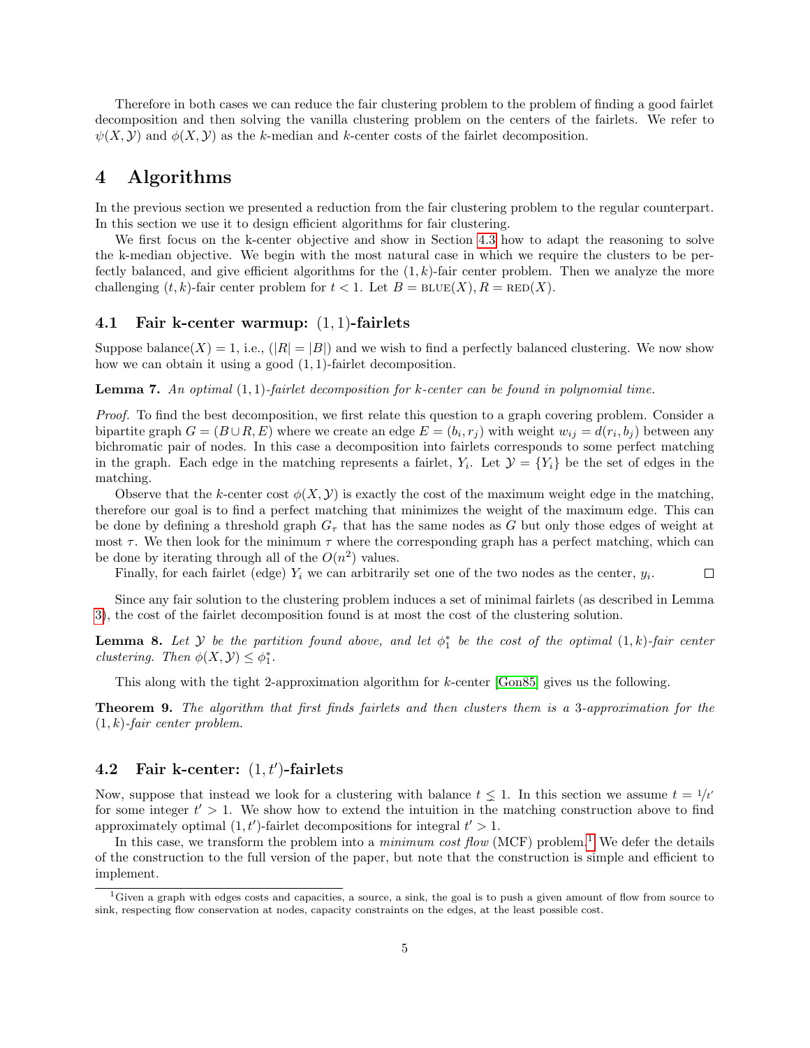Therefore in both cases we can reduce the fair clustering problem to the problem of finding a good fairlet decomposition and then solving the vanilla clustering problem on the centers of the fairlets. We refer to $\psi(X, \mathcal{Y})$ and $\phi(X, \mathcal{Y})$ as the $k$-median and $k$-center costs of the fairlet decomposition.

# 4 Algorithms

In the previous section we presented a reduction from the fair clustering problem to the regular counterpart. In this section we use it to design efficient algorithms for fair clustering.

We first focus on the k-center objective and show in Section 4.3 how to adapt the reasoning to solve the k-median objective. We begin with the most natural case in which we require the clusters to be perfectly balanced, and give efficient algorithms for the $(1, k)$-fair center problem. Then we analyze the more challenging $(t, k)$-fair center problem for $t < 1$. Let $B = \text{BLUE}(X), R = \text{RED}(X)$.

## 4.1 Fair k-center warmup: $(1, 1)$-fairlets

Suppose balance$(X) = 1$, i.e., $(|R| = |B|)$ and we wish to find a perfectly balanced clustering. We now show how we can obtain it using a good $(1, 1)$-fairlet decomposition.

**Lemma 7.** *An optimal $(1, 1)$-fairlet decomposition for k-center can be found in polynomial time.*

*Proof.* To find the best decomposition, we first relate this question to a graph covering problem. Consider a bipartite graph $G = (B \cup R, E)$ where we create an edge $E = (b_i, r_j)$ with weight $w_{ij} = d(r_i, b_j)$ between any bichromatic pair of nodes. In this case a decomposition into fairlets corresponds to some perfect matching in the graph. Each edge in the matching represents a fairlet, $Y_i$. Let $\mathcal{Y} = \{Y_i\}$ be the set of edges in the matching.

Observe that the $k$-center cost $\phi(X, \mathcal{Y})$ is exactly the cost of the maximum weight edge in the matching, therefore our goal is to find a perfect matching that minimizes the weight of the maximum edge. This can be done by defining a threshold graph $G_\tau$ that has the same nodes as $G$ but only those edges of weight at most $\tau$. We then look for the minimum $\tau$ where the corresponding graph has a perfect matching, which can be done by iterating through all of the $O(n^2)$ values.

Finally, for each fairlet (edge) $Y_i$ we can arbitrarily set one of the two nodes as the center, $y_i$. $\square$

Since any fair solution to the clustering problem induces a set of minimal fairlets (as described in Lemma 3), the cost of the fairlet decomposition found is at most the cost of the clustering solution.

**Lemma 8.** *Let $\mathcal{Y}$ be the partition found above, and let $\phi_1^*$ be the cost of the optimal $(1, k)$-fair center clustering. Then $\phi(X, \mathcal{Y}) \leq \phi_1^*$.*

This along with the tight 2-approximation algorithm for $k$-center [Gon85] gives us the following.

**Theorem 9.** *The algorithm that first finds fairlets and then clusters them is a 3-approximation for the $(1, k)$-fair center problem.*

## 4.2 Fair k-center: $(1, t')$-fairlets

Now, suppose that instead we look for a clustering with balance $t \lneq 1$. In this section we assume $t = 1/t'$ for some integer $t' > 1$. We show how to extend the intuition in the matching construction above to find approximately optimal $(1, t')$-fairlet decompositions for integral $t' > 1$.

In this case, we transform the problem into a *minimum cost flow* (MCF) problem.[1] We defer the details of the construction to the full version of the paper, but note that the construction is simple and efficient to implement.

[1] Given a graph with edges costs and capacities, a source, a sink, the goal is to push a given amount of flow from source to sink, respecting flow conservation at nodes, capacity constraints on the edges, at the least possible cost.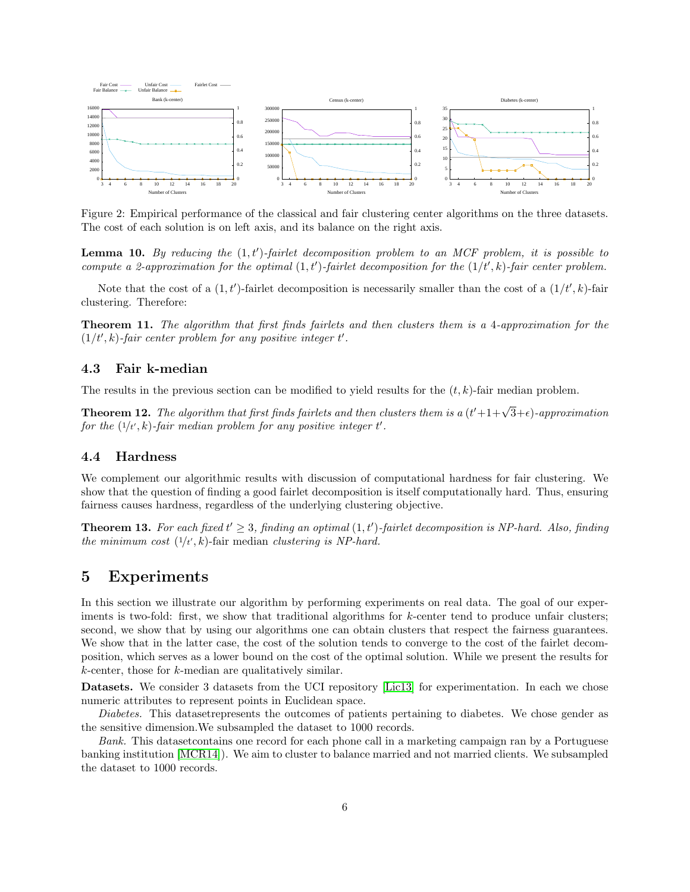Figure 2: Empirical performance of the classical and fair clustering center algorithms on the three datasets. The cost of each solution is on left axis, and its balance on the right axis.

**Lemma 10.** *By reducing the $(1, t')$-fairlet decomposition problem to an MCF problem, it is possible to compute a 2-approximation for the optimal $(1, t')$-fairlet decomposition for the $(1/t', k)$-fair center problem.*

Note that the cost of a $(1, t')$-fairlet decomposition is necessarily smaller than the cost of a $(1/t', k)$-fair clustering. Therefore:

**Theorem 11.** *The algorithm that first finds fairlets and then clusters them is a 4-approximation for the $(1/t', k)$-fair center problem for any positive integer $t'$.*

### 4.3 Fair k-median

The results in the previous section can be modified to yield results for the $(t, k)$-fair median problem.

**Theorem 12.** *The algorithm that first finds fairlets and then clusters them is a $(t'+1+\sqrt{3}+\epsilon)$-approximation for the $(1/t', k)$-fair median problem for any positive integer $t'$.*

### 4.4 Hardness

We complement our algorithmic results with discussion of computational hardness for fair clustering. We show that the question of finding a good fairlet decomposition is itself computationally hard. Thus, ensuring fairness causes hardness, regardless of the underlying clustering objective.

**Theorem 13.** *For each fixed $t' \geq 3$, finding an optimal $(1, t')$-fairlet decomposition is NP-hard. Also, finding the minimum cost $(1/t', k)$-*fair median *clustering is NP-hard.*

## 5 Experiments

In this section we illustrate our algorithm by performing experiments on real data. The goal of our experiments is two-fold: first, we show that traditional algorithms for $k$-center tend to produce unfair clusters; second, we show that by using our algorithms one can obtain clusters that respect the fairness guarantees. We show that in the latter case, the cost of the solution tends to converge to the cost of the fairlet decomposition, which serves as a lower bound on the cost of the optimal solution. While we present the results for $k$-center, those for $k$-median are qualitatively similar.

**Datasets.** We consider 3 datasets from the UCI repository [Lic13] for experimentation. In each we chose numeric attributes to represent points in Euclidean space.

*Diabetes.* This datasetrepresents the outcomes of patients pertaining to diabetes. We chose gender as the sensitive dimension.We subsampled the dataset to 1000 records.

*Bank.* This datasetcontains one record for each phone call in a marketing campaign ran by a Portuguese banking institution [MCR14]). We aim to cluster to balance married and not married clients. We subsampled the dataset to 1000 records.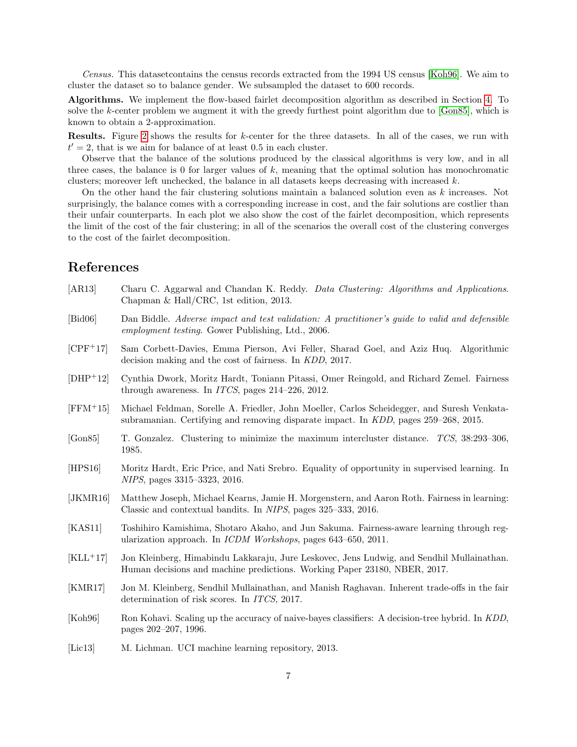*Census.* This datasetcontains the census records extracted from the 1994 US census [Koh96]. We aim to cluster the dataset so to balance gender. We subsampled the dataset to 600 records.

**Algorithms.** We implement the flow-based fairlet decomposition algorithm as described in Section 4. To solve the $k$-center problem we augment it with the greedy furthest point algorithm due to [Gon85], which is known to obtain a 2-approximation.

**Results.** Figure 2 shows the results for $k$-center for the three datasets. In all of the cases, we run with $t' = 2$, that is we aim for balance of at least 0.5 in each cluster.

Observe that the balance of the solutions produced by the classical algorithms is very low, and in all three cases, the balance is 0 for larger values of $k$, meaning that the optimal solution has monochromatic clusters; moreover left unchecked, the balance in all datasets keeps decreasing with increased $k$.

On the other hand the fair clustering solutions maintain a balanced solution even as $k$ increases. Not surprisingly, the balance comes with a corresponding increase in cost, and the fair solutions are costlier than their unfair counterparts. In each plot we also show the cost of the fairlet decomposition, which represents the limit of the cost of the fair clustering; in all of the scenarios the overall cost of the clustering converges to the cost of the fairlet decomposition.

## References

[AR13] Charu C. Aggarwal and Chandan K. Reddy. *Data Clustering: Algorithms and Applications*. Chapman & Hall/CRC, 1st edition, 2013.

[Bid06] Dan Biddle. *Adverse impact and test validation: A practitioner's guide to valid and defensible employment testing*. Gower Publishing, Ltd., 2006.

[CPF+17] Sam Corbett-Davies, Emma Pierson, Avi Feller, Sharad Goel, and Aziz Huq. Algorithmic decision making and the cost of fairness. In *KDD*, 2017.

[DHP+12] Cynthia Dwork, Moritz Hardt, Toniann Pitassi, Omer Reingold, and Richard Zemel. Fairness through awareness. In *ITCS*, pages 214–226, 2012.

[FFM+15] Michael Feldman, Sorelle A. Friedler, John Moeller, Carlos Scheidegger, and Suresh Venkatasubramanian. Certifying and removing disparate impact. In *KDD*, pages 259–268, 2015.

[Gon85] T. Gonzalez. Clustering to minimize the maximum intercluster distance. *TCS*, 38:293–306, 1985.

[HPS16] Moritz Hardt, Eric Price, and Nati Srebro. Equality of opportunity in supervised learning. In *NIPS*, pages 3315–3323, 2016.

[JKMR16] Matthew Joseph, Michael Kearns, Jamie H. Morgenstern, and Aaron Roth. Fairness in learning: Classic and contextual bandits. In *NIPS*, pages 325–333, 2016.

[KAS11] Toshihiro Kamishima, Shotaro Akaho, and Jun Sakuma. Fairness-aware learning through regularization approach. In *ICDM Workshops*, pages 643–650, 2011.

[KLL+17] Jon Kleinberg, Himabindu Lakkaraju, Jure Leskovec, Jens Ludwig, and Sendhil Mullainathan. Human decisions and machine predictions. Working Paper 23180, NBER, 2017.

[KMR17] Jon M. Kleinberg, Sendhil Mullainathan, and Manish Raghavan. Inherent trade-offs in the fair determination of risk scores. In *ITCS*, 2017.

[Koh96] Ron Kohavi. Scaling up the accuracy of naive-bayes classifiers: A decision-tree hybrid. In *KDD*, pages 202–207, 1996.

[Lic13] M. Lichman. UCI machine learning repository, 2013.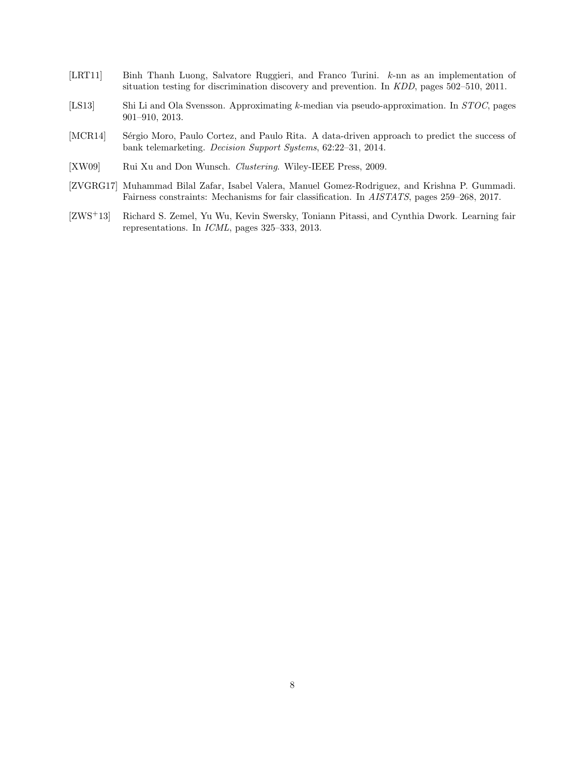[LRT11] Binh Thanh Luong, Salvatore Ruggieri, and Franco Turini. $k$-nn as an implementation of situation testing for discrimination discovery and prevention. In *KDD*, pages 502–510, 2011.

[LS13] Shi Li and Ola Svensson. Approximating $k$-median via pseudo-approximation. In *STOC*, pages 901–910, 2013.

[MCR14] Sérgio Moro, Paulo Cortez, and Paulo Rita. A data-driven approach to predict the success of bank telemarketing. *Decision Support Systems*, 62:22–31, 2014.

[XW09] Rui Xu and Don Wunsch. *Clustering*. Wiley-IEEE Press, 2009.

[ZVGRG17] Muhammad Bilal Zafar, Isabel Valera, Manuel Gomez-Rodriguez, and Krishna P. Gummadi. Fairness constraints: Mechanisms for fair classification. In *AISTATS*, pages 259–268, 2017.

[ZWS+13] Richard S. Zemel, Yu Wu, Kevin Swersky, Toniann Pitassi, and Cynthia Dwork. Learning fair representations. In *ICML*, pages 325–333, 2013.